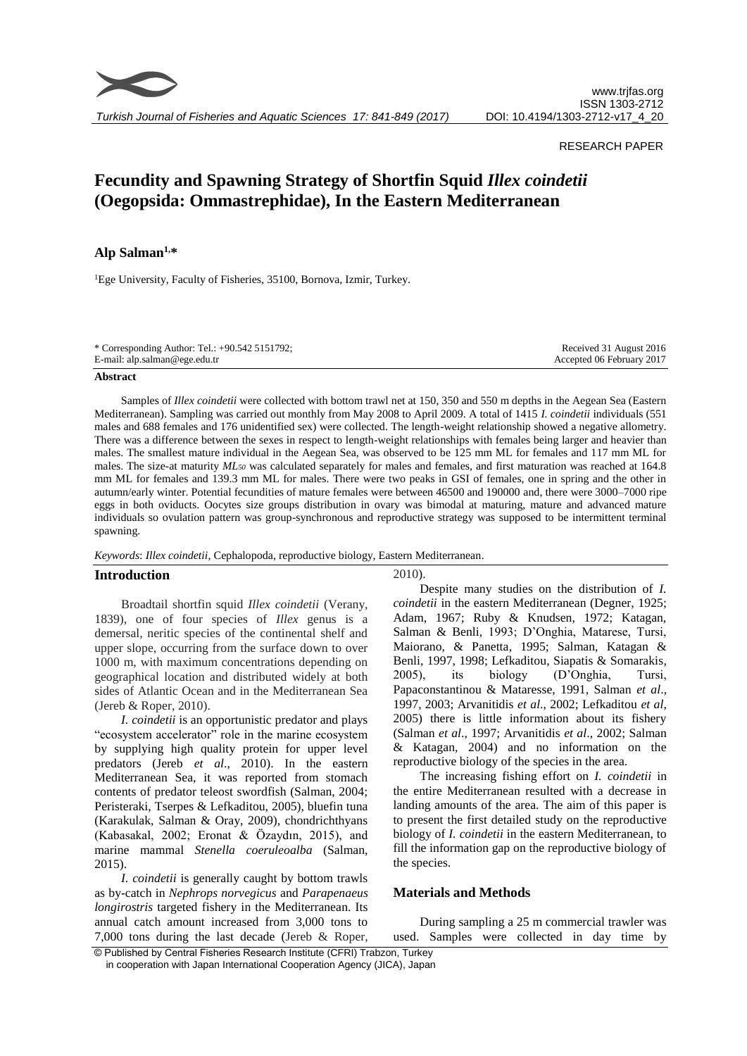RESEARCH PAPER

# Fecundity and Spawning Strategy of Shortfin Squid *Illex coindetii* (Oegopsida: Ommastrephidae), In the Eastern Mediterranean

**Alp Salman[1,*]**

[1]Ege University, Faculty of Fisheries, 35100, Bornova, Izmir, Turkey.

\* Corresponding Author: Tel.: +90.542 5151792;
E-mail: alp.salman@ege.edu.tr

Received 31 August 2016
Accepted 06 February 2017

**Abstract**

Samples of *Illex coindetii* were collected with bottom trawl net at 150, 350 and 550 m depths in the Aegean Sea (Eastern Mediterranean). Sampling was carried out monthly from May 2008 to April 2009. A total of 1415 *I. coindetii* individuals (551 males and 688 females and 176 unidentified sex) were collected. The length-weight relationship showed a negative allometry. There was a difference between the sexes in respect to length-weight relationships with females being larger and heavier than males. The smallest mature individual in the Aegean Sea, was observed to be 125 mm ML for females and 117 mm ML for males. The size-at maturity $ML_{50}$ was calculated separately for males and females, and first maturation was reached at 164.8 mm ML for females and 139.3 mm ML for males. There were two peaks in GSI of females, one in spring and the other in autumn/early winter. Potential fecundities of mature females were between 46500 and 190000 and, there were 3000–7000 ripe eggs in both oviducts. Oocytes size groups distribution in ovary was bimodal at maturing, mature and advanced mature individuals so ovulation pattern was group-synchronous and reproductive strategy was supposed to be intermittent terminal spawning.

*Keywords*: *Illex coindetii*, Cephalopoda, reproductive biology, Eastern Mediterranean.

## Introduction

Broadtail shortfin squid *Illex coindetii* (Verany, 1839), one of four species of *Illex* genus is a demersal, neritic species of the continental shelf and upper slope, occurring from the surface down to over 1000 m, with maximum concentrations depending on geographical location and distributed widely at both sides of Atlantic Ocean and in the Mediterranean Sea (Jereb & Roper, 2010).

*I. coindetii* is an opportunistic predator and plays "ecosystem accelerator" role in the marine ecosystem by supplying high quality protein for upper level predators (Jereb *et al*., 2010). In the eastern Mediterranean Sea, it was reported from stomach contents of predator teleost swordfish (Salman, 2004; Peristeraki, Tserpes & Lefkaditou, 2005), bluefin tuna (Karakulak, Salman & Oray, 2009), chondrichthyans (Kabasakal, 2002; Eronat & Özaydın, 2015), and marine mammal *Stenella coeruleoalba* (Salman, 2015).

*I. coindetii* is generally caught by bottom trawls as by-catch in *Nephrops norvegicus* and *Parapenaeus longirostris* targeted fishery in the Mediterranean. Its annual catch amount increased from 3,000 tons to 7,000 tons during the last decade (Jereb & Roper, 2010).

Despite many studies on the distribution of *I. coindetii* in the eastern Mediterranean (Degner, 1925; Adam, 1967; Ruby & Knudsen, 1972; Katagan, Salman & Benli, 1993; D'Onghia, Matarese, Tursi, Maiorano, & Panetta, 1995; Salman, Katagan & Benli, 1997, 1998; Lefkaditou, Siapatis & Somarakis, 2005), its biology (D'Onghia, Tursi, Papaconstantinou & Mataresse, 1991, Salman *et al*., 1997, 2003; Arvanitidis *et al*., 2002; Lefkaditou *et al*, 2005) there is little information about its fishery (Salman *et al*., 1997; Arvanitidis *et al*., 2002; Salman & Katagan, 2004) and no information on the reproductive biology of the species in the area.

The increasing fishing effort on *I. coindetii* in the entire Mediterranean resulted with a decrease in landing amounts of the area. The aim of this paper is to present the first detailed study on the reproductive biology of *I. coindetii* in the eastern Mediterranean, to fill the information gap on the reproductive biology of the species.

## Materials and Methods

During sampling a 25 m commercial trawler was used. Samples were collected in day time by

© Published by Central Fisheries Research Institute (CFRI) Trabzon, Turkey in cooperation with Japan International Cooperation Agency (JICA), Japan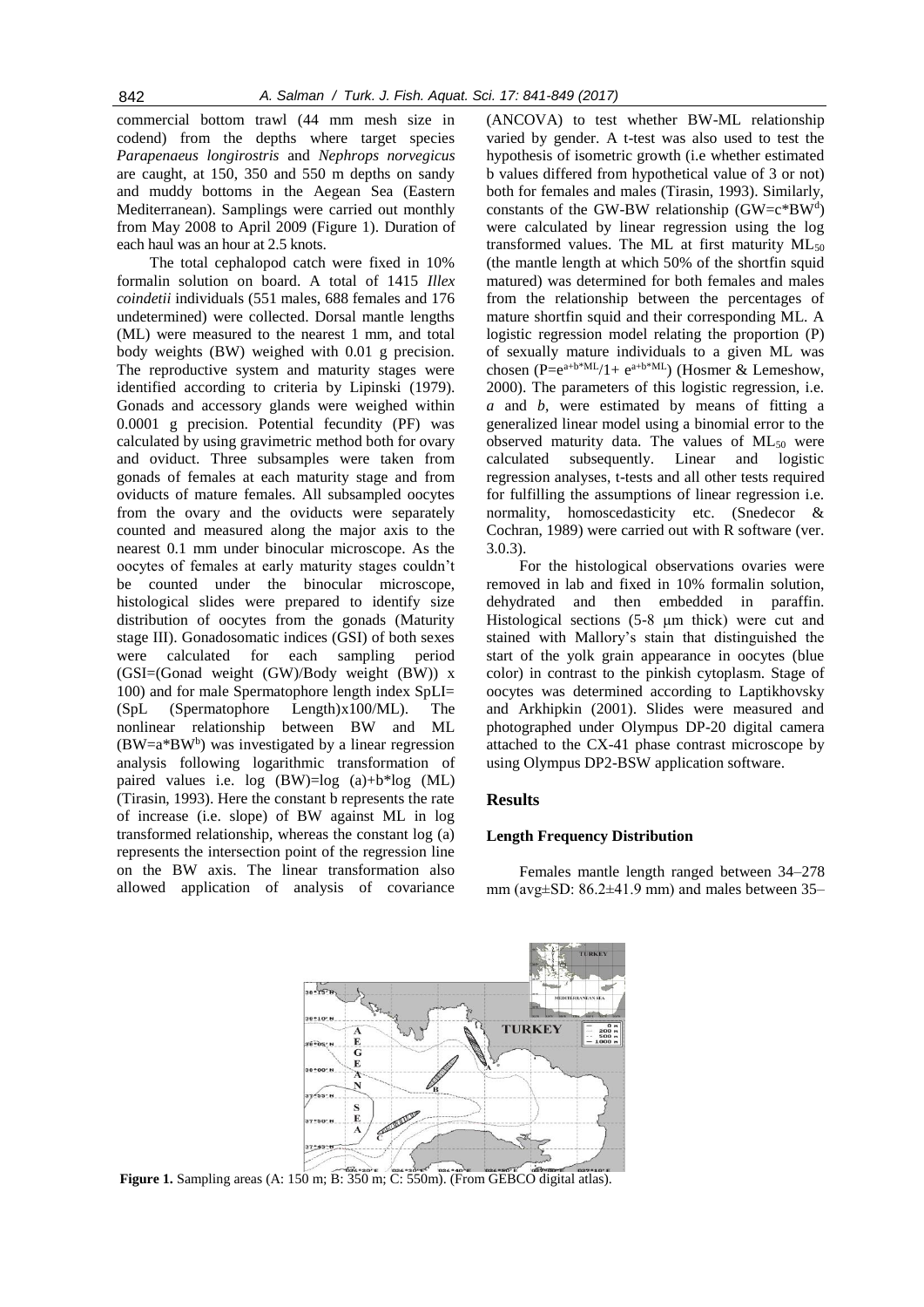commercial bottom trawl (44 mm mesh size in codend) from the depths where target species *Parapenaeus longirostris* and *Nephrops norvegicus* are caught, at 150, 350 and 550 m depths on sandy and muddy bottoms in the Aegean Sea (Eastern Mediterranean). Samplings were carried out monthly from May 2008 to April 2009 (Figure 1). Duration of each haul was an hour at 2.5 knots.

The total cephalopod catch were fixed in 10% formalin solution on board. A total of 1415 *Illex coindetii* individuals (551 males, 688 females and 176 undetermined) were collected. Dorsal mantle lengths (ML) were measured to the nearest 1 mm, and total body weights (BW) weighed with 0.01 g precision. The reproductive system and maturity stages were identified according to criteria by Lipinski (1979). Gonads and accessory glands were weighed within 0.0001 g precision. Potential fecundity (PF) was calculated by using gravimetric method both for ovary and oviduct. Three subsamples were taken from gonads of females at each maturity stage and from oviducts of mature females. All subsampled oocytes from the ovary and the oviducts were separately counted and measured along the major axis to the nearest 0.1 mm under binocular microscope. As the oocytes of females at early maturity stages couldn't be counted under the binocular microscope, histological slides were prepared to identify size distribution of oocytes from the gonads (Maturity stage III). Gonadosomatic indices (GSI) of both sexes were calculated for each sampling period (GSI=(Gonad weight (GW)/Body weight (BW)) x 100) and for male Spermatophore length index SpLI= (SpL (Spermatophore Length)x100/ML). The nonlinear relationship between BW and ML ($BW=a*BW^b$) was investigated by a linear regression analysis following logarithmic transformation of paired values i.e. log (BW)=log (a)+b*log (ML) (Tirasin, 1993). Here the constant b represents the rate of increase (i.e. slope) of BW against ML in log transformed relationship, whereas the constant log (a) represents the intersection point of the regression line on the BW axis. The linear transformation also allowed application of analysis of covariance (ANCOVA) to test whether BW-ML relationship varied by gender. A t-test was also used to test the hypothesis of isometric growth (i.e whether estimated b values differed from hypothetical value of 3 or not) both for females and males (Tirasin, 1993). Similarly, constants of the GW-BW relationship ($GW=c*BW^d$) were calculated by linear regression using the log transformed values. The ML at first maturity $ML_{50}$ (the mantle length at which 50% of the shortfin squid matured) was determined for both females and males from the relationship between the percentages of mature shortfin squid and their corresponding ML. A logistic regression model relating the proportion (P) of sexually mature individuals to a given ML was chosen ($P=e^{a+b*ML}/1+e^{a+b*ML}$) (Hosmer & Lemeshow, 2000). The parameters of this logistic regression, i.e. *a* and *b*, were estimated by means of fitting a generalized linear model using a binomial error to the observed maturity data. The values of $ML_{50}$ were calculated subsequently. Linear and logistic regression analyses, t-tests and all other tests required for fulfilling the assumptions of linear regression i.e. normality, homoscedasticity etc. (Snedecor & Cochran, 1989) were carried out with R software (ver. 3.0.3).

For the histological observations ovaries were removed in lab and fixed in 10% formalin solution, dehydrated and then embedded in paraffin. Histological sections (5-8 μm thick) were cut and stained with Mallory's stain that distinguished the start of the yolk grain appearance in oocytes (blue color) in contrast to the pinkish cytoplasm. Stage of oocytes was determined according to Laptikhovsky and Arkhipkin (2001). Slides were measured and photographed under Olympus DP-20 digital camera attached to the CX-41 phase contrast microscope by using Olympus DP2-BSW application software.

## Results

### Length Frequency Distribution

Females mantle length ranged between 34–278 mm (avg±SD: 86.2±41.9 mm) and males between 35–

**Figure 1.** Sampling areas (A: 150 m; B: 350 m; C: 550m). (From GEBCO digital atlas).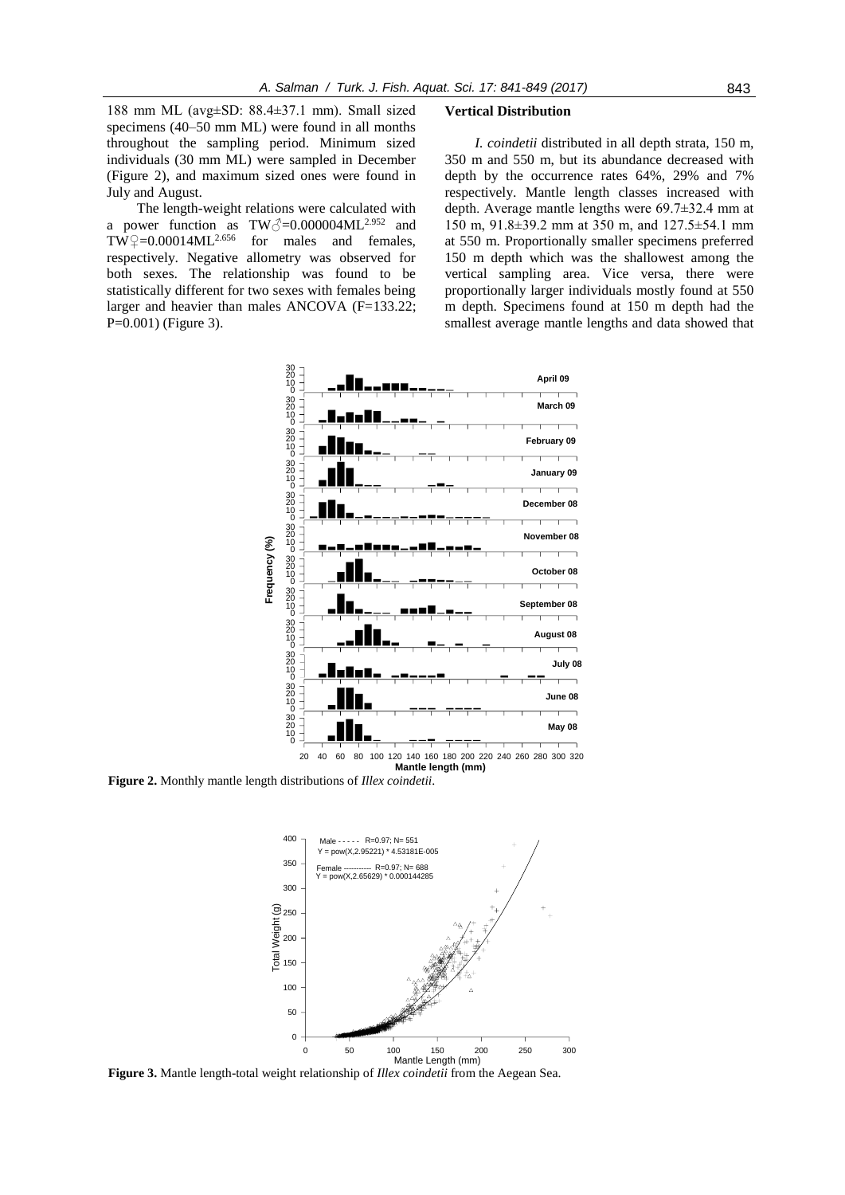188 mm ML (avg±SD: 88.4±37.1 mm). Small sized specimens (40–50 mm ML) were found in all months throughout the sampling period. Minimum sized individuals (30 mm ML) were sampled in December (Figure 2), and maximum sized ones were found in July and August.

The length-weight relations were calculated with a power function as $TW♂=0.000004ML^{2.952}$ and $TW♀=0.00014ML^{2.656}$ for males and females, respectively. Negative allometry was observed for both sexes. The relationship was found to be statistically different for two sexes with females being larger and heavier than males ANCOVA ($F=133.22$; $P=0.001$) (Figure 3).

**Vertical Distribution**

*I. coindetii* distributed in all depth strata, 150 m, 350 m and 550 m, but its abundance decreased with depth by the occurrence rates 64%, 29% and 7% respectively. Mantle length classes increased with depth. Average mantle lengths were 69.7±32.4 mm at 150 m, 91.8±39.2 mm at 350 m, and 127.5±54.1 mm at 550 m. Proportionally smaller specimens preferred 150 m depth which was the shallowest among the vertical sampling area. Vice versa, there were proportionally larger individuals mostly found at 550 m depth. Specimens found at 150 m depth had the smallest average mantle lengths and data showed that

**Figure 2.** Monthly mantle length distributions of *Illex coindetii*.

**Figure 3.** Mantle length-total weight relationship of *Illex coindetii* from the Aegean Sea.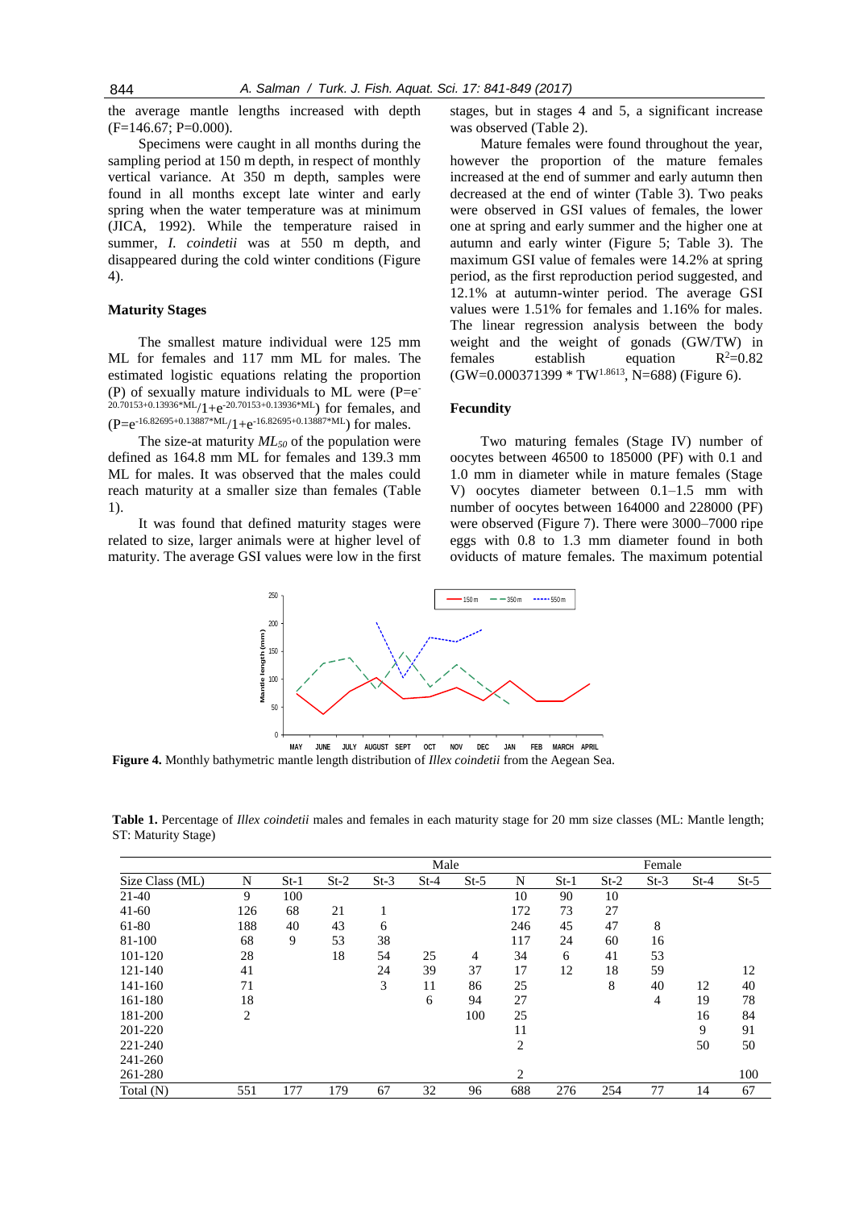the average mantle lengths increased with depth (F=146.67; P=0.000).

Specimens were caught in all months during the sampling period at 150 m depth, in respect of monthly vertical variance. At 350 m depth, samples were found in all months except late winter and early spring when the water temperature was at minimum (JICA, 1992). While the temperature raised in summer, *I. coindetii* was at 550 m depth, and disappeared during the cold winter conditions (Figure 4).

### Maturity Stages

The smallest mature individual were 125 mm ML for females and 117 mm ML for males. The estimated logistic equations relating the proportion (P) of sexually mature individuals to ML were ($P=e^{-20.70153+0.13936*ML}/1+e^{-20.70153+0.13936*ML}$) for females, and ($P=e^{-16.82695+0.13887*ML}/1+e^{-16.82695+0.13887*ML}$) for males.

The size-at maturity $ML_{50}$ of the population were defined as 164.8 mm ML for females and 139.3 mm ML for males. It was observed that the males could reach maturity at a smaller size than females (Table 1).

It was found that defined maturity stages were related to size, larger animals were at higher level of maturity. The average GSI values were low in the first stages, but in stages 4 and 5, a significant increase was observed (Table 2).

Mature females were found throughout the year, however the proportion of the mature females increased at the end of summer and early autumn then decreased at the end of winter (Table 3). Two peaks were observed in GSI values of females, the lower one at spring and early summer and the higher one at autumn and early winter (Figure 5; Table 3). The maximum GSI value of females were 14.2% at spring period, as the first reproduction period suggested, and 12.1% at autumn-winter period. The average GSI values were 1.51% for females and 1.16% for males. The linear regression analysis between the body weight and the weight of gonads (GW/TW) in females establish equation $R^2=0.82$ ($GW=0.000371399 * TW^{1.8613}$, N=688) (Figure 6).

### Fecundity

Two maturing females (Stage IV) number of oocytes between 46500 to 185000 (PF) with 0.1 and 1.0 mm in diameter while in mature females (Stage V) oocytes diameter between 0.1–1.5 mm with number of oocytes between 164000 and 228000 (PF) were observed (Figure 7). There were 3000–7000 ripe eggs with 0.8 to 1.3 mm diameter found in both oviducts of mature females. The maximum potential

**Figure 4.** Monthly bathymetric mantle length distribution of *Illex coindetii* from the Aegean Sea.

**Table 1.** Percentage of *Illex coindetii* males and females in each maturity stage for 20 mm size classes (ML: Mantle length; ST: Maturity Stage)

| | Male | | | | | | Female | | | | | |
|---|---|---|---|---|---|---|---|---|---|---|---|---|
| Size Class (ML) | N | St-1 | St-2 | St-3 | St-4 | St-5 | N | St-1 | St-2 | St-3 | St-4 | St-5 |
| 21-40 | 9 | 100 | | | | | 10 | 90 | 10 | | | |
| 41-60 | 126 | 68 | 21 | 1 | | | 172 | 73 | 27 | | | |
| 61-80 | 188 | 40 | 43 | 6 | | | 246 | 45 | 47 | 8 | | |
| 81-100 | 68 | 9 | 53 | 38 | | | 117 | 24 | 60 | 16 | | |
| 101-120 | 28 | | 18 | 54 | 25 | 4 | 34 | 6 | 41 | 53 | | |
| 121-140 | 41 | | | 24 | 39 | 37 | 17 | 12 | 18 | 59 | | 12 |
| 141-160 | 71 | | | 3 | 11 | 86 | 25 | | 8 | 40 | 12 | 40 |
| 161-180 | 18 | | | | 6 | 94 | 27 | | | 4 | 19 | 78 |
| 181-200 | 2 | | | | | 100 | 25 | | | | 16 | 84 |
| 201-220 | | | | | | | 11 | | | | 9 | 91 |
| 221-240 | | | | | | | 2 | | | | 50 | 50 |
| 241-260 | | | | | | | | | | | | |
| 261-280 | | | | | | | 2 | | | | | 100 |
| Total (N) | 551 | 177 | 179 | 67 | 32 | 96 | 688 | 276 | 254 | 77 | 14 | 67 |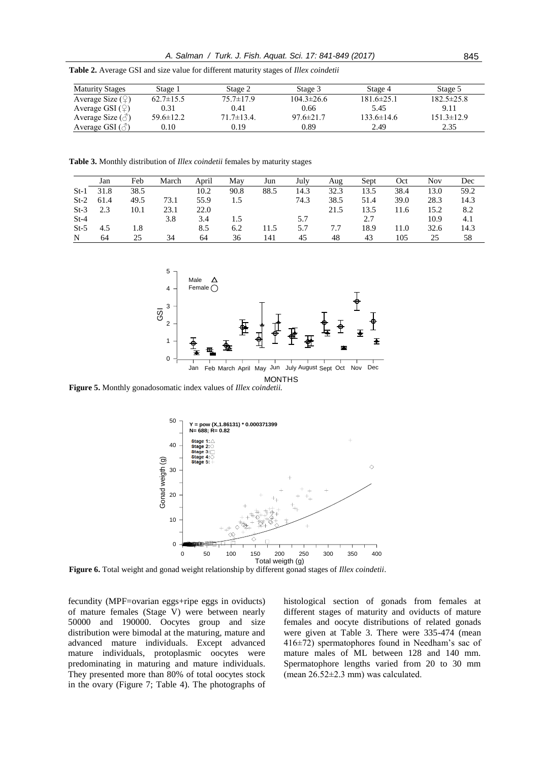**Table 2.** Average GSI and size value for different maturity stages of *Illex coindetii*

| Maturity Stages | Stage 1 | Stage 2 | Stage 3 | Stage 4 | Stage 5 |
|---|---|---|---|---|---|
| Average Size (♀) | 62.7±15.5 | 75.7±17.9 | 104.3±26.6 | 181.6±25.1 | 182.5±25.8 |
| Average GSI (♀) | 0.31 | 0.41 | 0.66 | 5.45 | 9.11 |
| Average Size (♂) | 59.6±12.2 | 71.7±13.4. | 97.6±21.7 | 133.6±14.6 | 151.3±12.9 |
| Average GSI (♂) | 0.10 | 0.19 | 0.89 | 2.49 | 2.35 |

**Table 3.** Monthly distribution of *Illex coindetii* females by maturity stages

| | Jan | Feb | March | April | May | Jun | July | Aug | Sept | Oct | Nov | Dec |
|---|---|---|---|---|---|---|---|---|---|---|---|---|
| St-1 | 31.8 | 38.5 | | 10.2 | 90.8 | 88.5 | 14.3 | 32.3 | 13.5 | 38.4 | 13.0 | 59.2 |
| St-2 | 61.4 | 49.5 | 73.1 | 55.9 | 1.5 | | 74.3 | 38.5 | 51.4 | 39.0 | 28.3 | 14.3 |
| St-3 | 2.3 | 10.1 | 23.1 | 22.0 | | | | 21.5 | 13.5 | 11.6 | 15.2 | 8.2 |
| St-4 | | | 3.8 | 3.4 | 1.5 | | 5.7 | | 2.7 | | 10.9 | 4.1 |
| St-5 | 4.5 | 1.8 | | 8.5 | 6.2 | 11.5 | 5.7 | 7.7 | 18.9 | 11.0 | 32.6 | 14.3 |
| N | 64 | 25 | 34 | 64 | 36 | 141 | 45 | 48 | 43 | 105 | 25 | 58 |

**Figure 5.** Monthly gonadosomatic index values of *Illex coindetii.*

**Figure 6.** Total weight and gonad weight relationship by different gonad stages of *Illex coindetii*.

fecundity (MPF=ovarian eggs+ripe eggs in oviducts) of mature females (Stage V) were between nearly 50000 and 190000. Oocytes group and size distribution were bimodal at the maturing, mature and advanced mature individuals. Except advanced mature individuals, protoplasmic oocytes were predominating in maturing and mature individuals. They presented more than 80% of total oocytes stock in the ovary (Figure 7; Table 4). The photographs of histological section of gonads from females at different stages of maturity and oviducts of mature females and oocyte distributions of related gonads were given at Table 3. There were 335-474 (mean 416±72) spermatophores found in Needham's sac of mature males of ML between 128 and 140 mm. Spermatophore lengths varied from 20 to 30 mm (mean 26.52±2.3 mm) was calculated.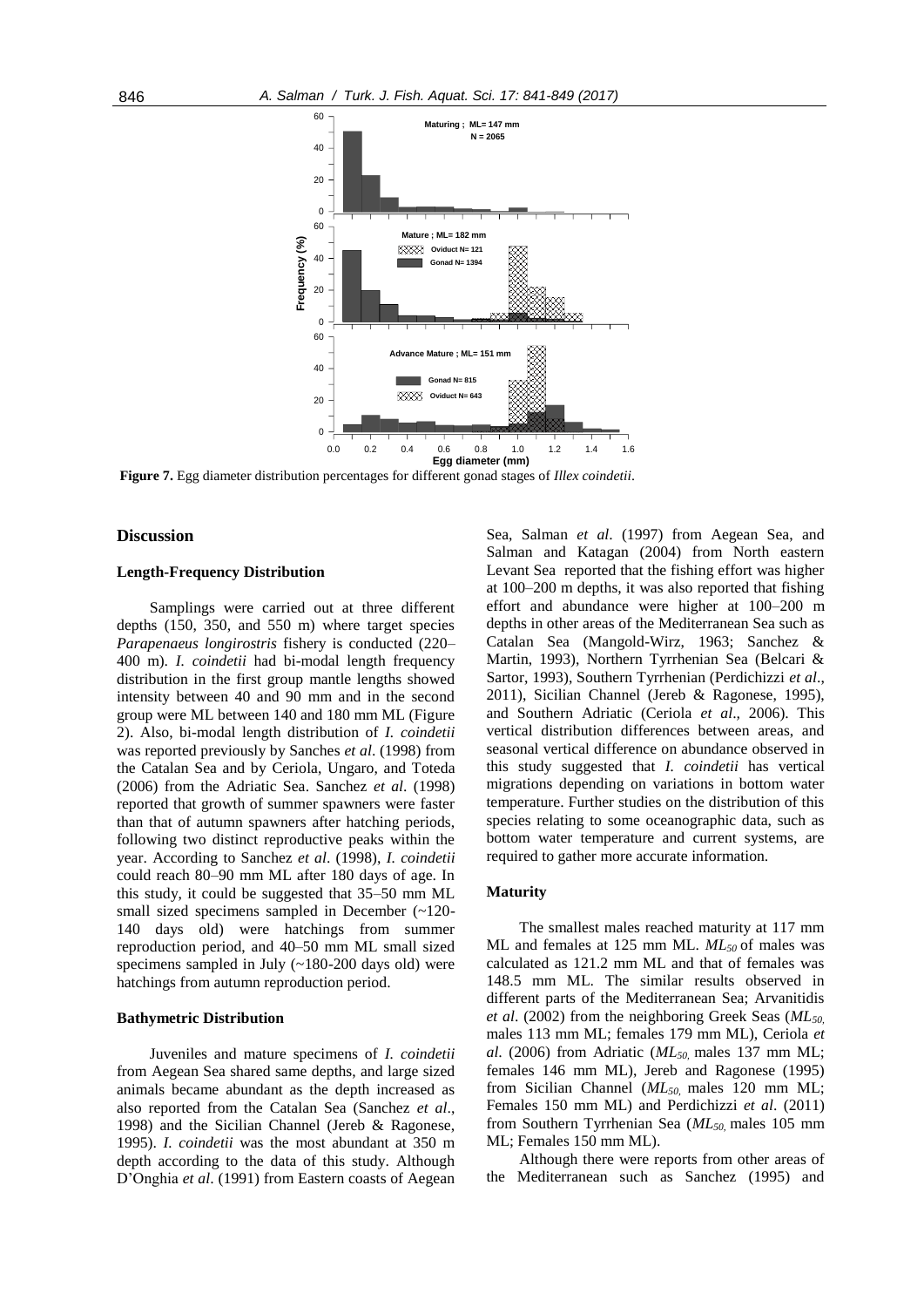**Figure 7.** Egg diameter distribution percentages for different gonad stages of *Illex coindetii*.

## Discussion

### Length-Frequency Distribution

Samplings were carried out at three different depths (150, 350, and 550 m) where target species *Parapenaeus longirostris* fishery is conducted (220–400 m). *I. coindetii* had bi-modal length frequency distribution in the first group mantle lengths showed intensity between 40 and 90 mm and in the second group were ML between 140 and 180 mm ML (Figure 2). Also, bi-modal length distribution of *I. coindetii* was reported previously by Sanches *et al*. (1998) from the Catalan Sea and by Ceriola, Ungaro, and Toteda (2006) from the Adriatic Sea. Sanchez *et al*. (1998) reported that growth of summer spawners were faster than that of autumn spawners after hatching periods, following two distinct reproductive peaks within the year. According to Sanchez *et al*. (1998), *I. coindetii* could reach 80–90 mm ML after 180 days of age. In this study, it could be suggested that 35–50 mm ML small sized specimens sampled in December (~120-140 days old) were hatchings from summer reproduction period, and 40–50 mm ML small sized specimens sampled in July (~180-200 days old) were hatchings from autumn reproduction period.

### Bathymetric Distribution

Juveniles and mature specimens of *I. coindetii* from Aegean Sea shared same depths, and large sized animals became abundant as the depth increased as also reported from the Catalan Sea (Sanchez *et al*., 1998) and the Sicilian Channel (Jereb & Ragonese, 1995). *I. coindetii* was the most abundant at 350 m depth according to the data of this study. Although D'Onghia *et al*. (1991) from Eastern coasts of Aegean Sea, Salman *et al*. (1997) from Aegean Sea, and Salman and Katagan (2004) from North eastern Levant Sea reported that the fishing effort was higher at 100–200 m depths, it was also reported that fishing effort and abundance were higher at 100–200 m depths in other areas of the Mediterranean Sea such as Catalan Sea (Mangold-Wirz, 1963; Sanchez & Martin, 1993), Northern Tyrrhenian Sea (Belcari & Sartor, 1993), Southern Tyrrhenian (Perdichizzi *et al*., 2011), Sicilian Channel (Jereb & Ragonese, 1995), and Southern Adriatic (Ceriola *et al*., 2006). This vertical distribution differences between areas, and seasonal vertical difference on abundance observed in this study suggested that *I. coindetii* has vertical migrations depending on variations in bottom water temperature. Further studies on the distribution of this species relating to some oceanographic data, such as bottom water temperature and current systems, are required to gather more accurate information.

### Maturity

The smallest males reached maturity at 117 mm ML and females at 125 mm ML. $ML_{50}$ of males was calculated as 121.2 mm ML and that of females was 148.5 mm ML. The similar results observed in different parts of the Mediterranean Sea; Arvanitidis *et al*. (2002) from the neighboring Greek Seas ($ML_{50,}$ males 113 mm ML; females 179 mm ML), Ceriola *et al*. (2006) from Adriatic ($ML_{50,}$ males 137 mm ML; females 146 mm ML), Jereb and Ragonese (1995) from Sicilian Channel ($ML_{50,}$ males 120 mm ML; Females 150 mm ML) and Perdichizzi *et al*. (2011) from Southern Tyrrhenian Sea ($ML_{50,}$ males 105 mm ML; Females 150 mm ML).

Although there were reports from other areas of the Mediterranean such as Sanchez (1995) and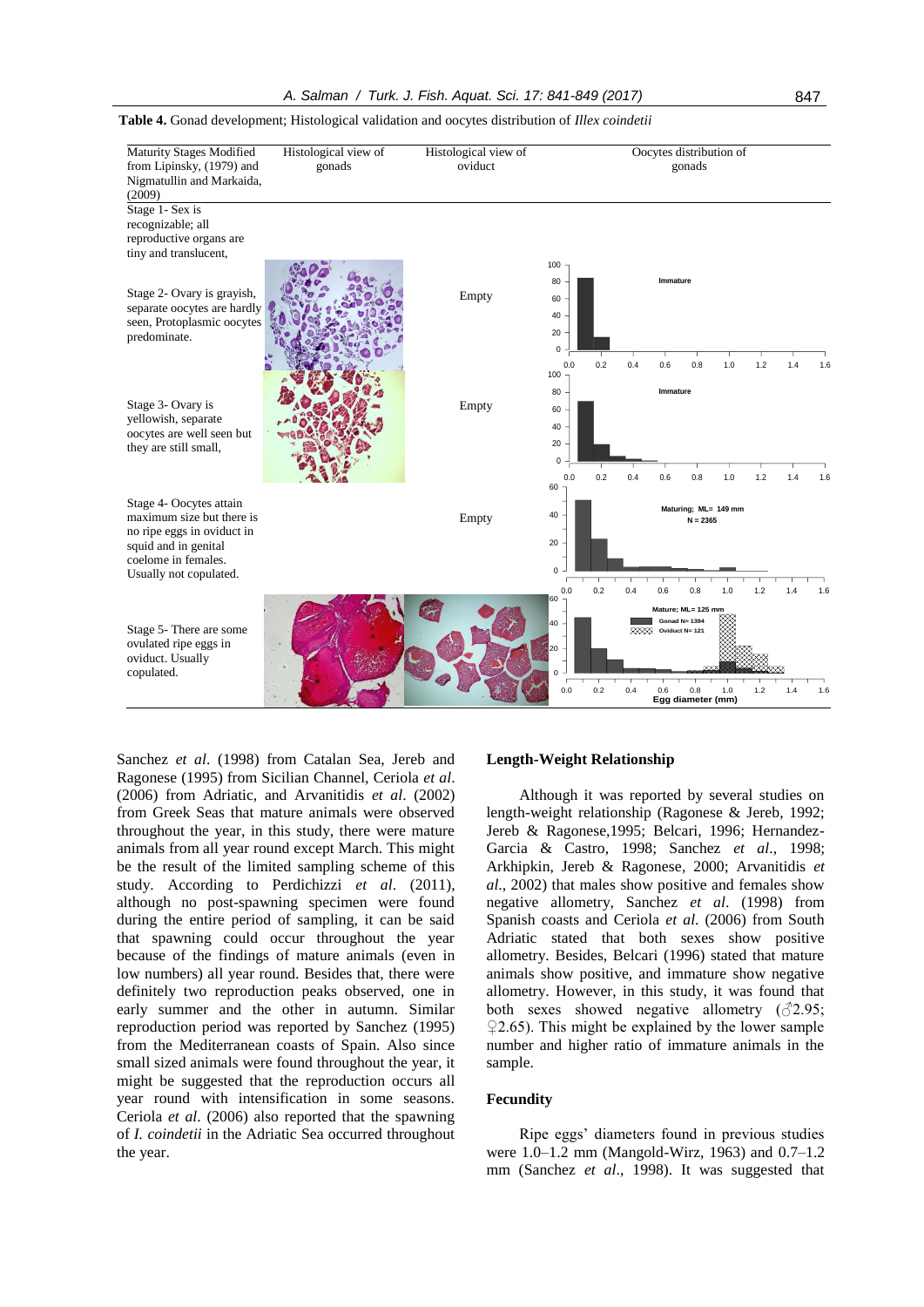**Table 4.** Gonad development; Histological validation and oocytes distribution of *Illex coindetii*

| Maturity Stages Modified from Lipinsky, (1979) and Nigmatullin and Markaida, (2009) | Histological view of gonads | Histological view of oviduct | Oocytes distribution of gonads |
|---|---|---|---|
| Stage 1- Sex is recognizable; all reproductive organs are tiny and translucent, | | | |
| Stage 2- Ovary is grayish, separate oocytes are hardly seen, Protoplasmic oocytes predominate. | | Empty | Immature |
| Stage 3- Ovary is yellowish, separate oocytes are well seen but they are still small, | | Empty | Immature |
| Stage 4- Oocytes attain maximum size but there is no ripe eggs in oviduct in squid and in genital coelome in females. Usually not copulated. | | Empty | Maturing; ML= 149 mm N = 2365 |
| Stage 5- There are some ovulated ripe eggs in oviduct. Usually copulated. | | | Mature; ML= 125 mm Gonad N= 1394 Oviduct N= 121; Egg diameter (mm) |

Sanchez *et al*. (1998) from Catalan Sea, Jereb and Ragonese (1995) from Sicilian Channel, Ceriola *et al*. (2006) from Adriatic, and Arvanitidis *et al*. (2002) from Greek Seas that mature animals were observed throughout the year, in this study, there were mature animals from all year round except March. This might be the result of the limited sampling scheme of this study. According to Perdichizzi *et al.* (2011), although no post-spawning specimen were found during the entire period of sampling, it can be said that spawning could occur throughout the year because of the findings of mature animals (even in low numbers) all year round. Besides that, there were definitely two reproduction peaks observed, one in early summer and the other in autumn. Similar reproduction period was reported by Sanchez (1995) from the Mediterranean coasts of Spain. Also since small sized animals were found throughout the year, it might be suggested that the reproduction occurs all year round with intensification in some seasons. Ceriola *et al*. (2006) also reported that the spawning of *I. coindetii* in the Adriatic Sea occurred throughout the year.

## Length-Weight Relationship

Although it was reported by several studies on length-weight relationship (Ragonese & Jereb, 1992; Jereb & Ragonese,1995; Belcari, 1996; Hernandez-Garcia & Castro, 1998; Sanchez *et al*., 1998; Arkhipkin, Jereb & Ragonese, 2000; Arvanitidis *et al*., 2002) that males show positive and females show negative allometry, Sanchez *et al*. (1998) from Spanish coasts and Ceriola *et al.* (2006) from South Adriatic stated that both sexes show positive allometry. Besides, Belcari (1996) stated that mature animals show positive, and immature show negative allometry. However, in this study, it was found that both sexes showed negative allometry (♂2.95; ♀2.65). This might be explained by the lower sample number and higher ratio of immature animals in the sample.

## Fecundity

Ripe eggs' diameters found in previous studies were 1.0–1.2 mm (Mangold-Wirz, 1963) and 0.7–1.2 mm (Sanchez *et al*., 1998). It was suggested that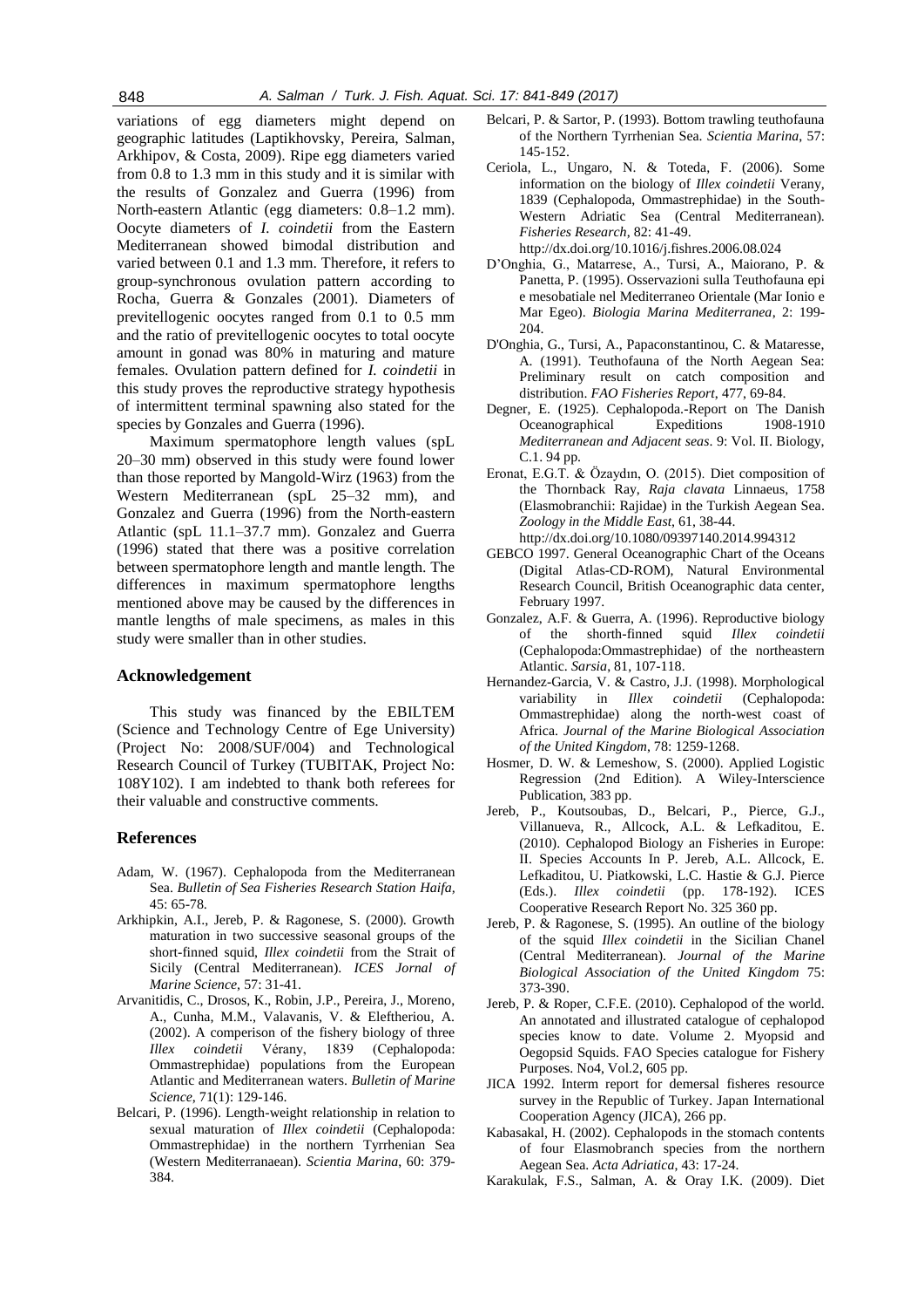variations of egg diameters might depend on geographic latitudes (Laptikhovsky, Pereira, Salman, Arkhipov, & Costa, 2009). Ripe egg diameters varied from 0.8 to 1.3 mm in this study and it is similar with the results of Gonzalez and Guerra (1996) from North-eastern Atlantic (egg diameters: 0.8–1.2 mm). Oocyte diameters of *I. coindetii* from the Eastern Mediterranean showed bimodal distribution and varied between 0.1 and 1.3 mm. Therefore, it refers to group-synchronous ovulation pattern according to Rocha, Guerra & Gonzales (2001). Diameters of previtellogenic oocytes ranged from 0.1 to 0.5 mm and the ratio of previtellogenic oocytes to total oocyte amount in gonad was 80% in maturing and mature females. Ovulation pattern defined for *I. coindetii* in this study proves the reproductive strategy hypothesis of intermittent terminal spawning also stated for the species by Gonzales and Guerra (1996).

Maximum spermatophore length values (spL 20–30 mm) observed in this study were found lower than those reported by Mangold-Wirz (1963) from the Western Mediterranean (spL 25–32 mm), and Gonzalez and Guerra (1996) from the North-eastern Atlantic (spL 11.1–37.7 mm). Gonzalez and Guerra (1996) stated that there was a positive correlation between spermatophore length and mantle length. The differences in maximum spermatophore lengths mentioned above may be caused by the differences in mantle lengths of male specimens, as males in this study were smaller than in other studies.

## Acknowledgement

This study was financed by the EBILTEM (Science and Technology Centre of Ege University) (Project No: 2008/SUF/004) and Technological Research Council of Turkey (TUBITAK, Project No: 108Y102). I am indebted to thank both referees for their valuable and constructive comments.

## References

Adam, W. (1967). Cephalopoda from the Mediterranean Sea. *Bulletin of Sea Fisheries Research Station Haifa*, 45: 65-78.

Arkhipkin, A.I., Jereb, P. & Ragonese, S. (2000). Growth maturation in two successive seasonal groups of the short-finned squid, *Illex coindetii* from the Strait of Sicily (Central Mediterranean). *ICES Jornal of Marine Science*, 57: 31-41.

Arvanitidis, C., Drosos, K., Robin, J.P., Pereira, J., Moreno, A., Cunha, M.M., Valavanis, V. & Eleftheriou, A. (2002). A comparison of the fishery biology of three *Illex coindetii* Vérany, 1839 (Cephalopoda: Ommastrephidae) populations from the European Atlantic and Mediterranean waters. *Bulletin of Marine Science*, 71(1): 129-146.

Belcari, P. (1996). Length-weight relationship in relation to sexual maturation of *Illex coindetii* (Cephalopoda: Ommastrephidae) in the northern Tyrrhenian Sea (Western Mediterranaean). *Scientia Marina*, 60: 379-384.

Belcari, P. & Sartor, P. (1993). Bottom trawling teuthofauna of the Northern Tyrrhenian Sea. *Scientia Marina*, 57: 145-152.

Ceriola, L., Ungaro, N. & Toteda, F. (2006). Some information on the biology of *Illex coindetii* Verany, 1839 (Cephalopoda, Ommastrephidae) in the South-Western Adriatic Sea (Central Mediterranean). *Fisheries Research*, 82: 41-49. http://dx.doi.org/10.1016/j.fishres.2006.08.024

D'Onghia, G., Matarrese, A., Tursi, A., Maiorano, P. & Panetta, P. (1995). Osservazioni sulla Teuthofauna epi e mesobatiale nel Mediterraneo Orientale (Mar Ionio e Mar Egeo). *Biologia Marina Mediterranea*, 2: 199-204.

D'Onghia, G., Tursi, A., Papaconstantinou, C. & Mataresse, A. (1991). Teuthofauna of the North Aegean Sea: Preliminary result on catch composition and distribution. *FAO Fisheries Report*, 477, 69-84.

Degner, E. (1925). Cephalopoda.-Report on The Danish Oceanographical Expeditions 1908-1910 *Mediterranean and Adjacent seas*. 9: Vol. II. Biology, C.1. 94 pp.

Eronat, E.G.T. & Özaydın, O. (2015). Diet composition of the Thornback Ray, *Raja clavata* Linnaeus, 1758 (Elasmobranchii: Rajidae) in the Turkish Aegean Sea. *Zoology in the Middle East*, 61, 38-44. http://dx.doi.org/10.1080/09397140.2014.994312

GEBCO 1997. General Oceanographic Chart of the Oceans (Digital Atlas-CD-ROM), Natural Environmental Research Council, British Oceanographic data center, February 1997.

Gonzalez, A.F. & Guerra, A. (1996). Reproductive biology of the shorth-finned squid *Illex coindetii* (Cephalopoda:Ommastrephidae) of the northeastern Atlantic. *Sarsia*, 81, 107-118.

Hernandez-Garcia, V. & Castro, J.J. (1998). Morphological variability in *Illex coindetii* (Cephalopoda: Ommastrephidae) along the north-west coast of Africa. *Journal of the Marine Biological Association of the United Kingdom*, 78: 1259-1268.

Hosmer, D. W. & Lemeshow, S. (2000). Applied Logistic Regression (2nd Edition). A Wiley-Interscience Publication, 383 pp.

Jereb, P., Koutsoubas, D., Belcari, P., Pierce, G.J., Villanueva, R., Allcock, A.L. & Lefkaditou, E. (2010). Cephalopod Biology an Fisheries in Europe: II. Species Accounts In P. Jereb, A.L. Allcock, E. Lefkaditou, U. Piatkowski, L.C. Hastie & G.J. Pierce (Eds.). *Illex coindetii* (pp. 178-192). ICES Cooperative Research Report No. 325 360 pp.

Jereb, P. & Ragonese, S. (1995). An outline of the biology of the squid *Illex coindetii* in the Sicilian Chanel (Central Mediterranean). *Journal of the Marine Biological Association of the United Kingdom* 75: 373-390.

Jereb, P. & Roper, C.F.E. (2010). Cephalopod of the world. An annotated and illustrated catalogue of cephalopod species know to date. Volume 2. Myopsid and Oegopsid Squids. FAO Species catalogue for Fishery Purposes. No4, Vol.2, 605 pp.

JICA 1992. Interm report for demersal fisheres resource survey in the Republic of Turkey. Japan International Cooperation Agency (JICA), 266 pp.

Kabasakal, H. (2002). Cephalopods in the stomach contents of four Elasmobranch species from the northern Aegean Sea. *Acta Adriatica*, 43: 17-24.

Karakulak, F.S., Salman, A. & Oray I.K. (2009). Diet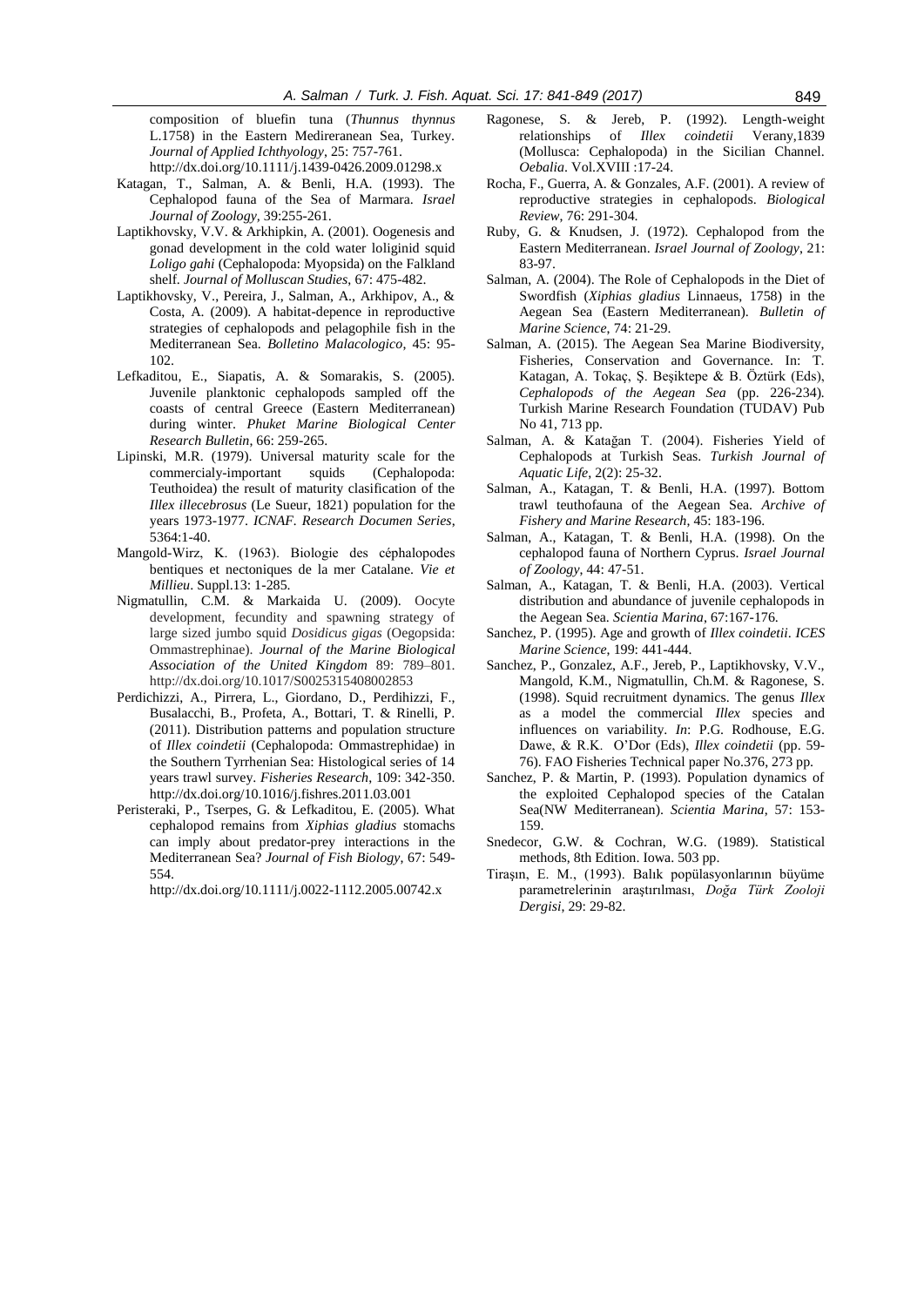composition of bluefin tuna (*Thunnus thynnus* L.1758) in the Eastern Medireranean Sea, Turkey. *Journal of Applied Ichthyology*, 25: 757-761. http://dx.doi.org/10.1111/j.1439-0426.2009.01298.x

Katagan, T., Salman, A. & Benli, H.A. (1993). The Cephalopod fauna of the Sea of Marmara. *Israel Journal of Zoology*, 39:255-261.

Laptikhovsky, V.V. & Arkhipkin, A. (2001). Oogenesis and gonad development in the cold water loliginid squid *Loligo gahi* (Cephalopoda: Myopsida) on the Falkland shelf. *Journal of Molluscan Studies*, 67: 475-482.

Laptikhovsky, V., Pereira, J., Salman, A., Arkhipov, A., & Costa, A. (2009). A habitat-depence in reproductive strategies of cephalopods and pelagophile fish in the Mediterranean Sea. *Bolletino Malacologico*, 45: 95-102.

Lefkaditou, E., Siapatis, A. & Somarakis, S. (2005). Juvenile planktonic cephalopods sampled off the coasts of central Greece (Eastern Mediterranean) during winter. *Phuket Marine Biological Center Research Bulletin*, 66: 259-265.

Lipinski, M.R. (1979). Universal maturity scale for the commercialy-important squids (Cephalopoda: Teuthoidea) the result of maturity clasification of the *Illex illecebrosus* (Le Sueur, 1821) population for the years 1973-1977. *ICNAF. Research Documen Series*, 5364:1-40.

Mangold-Wirz, K. (1963). Biologie des céphalopodes bentiques et nectoniques de la mer Catalane. *Vie et Millieu*. Suppl.13: 1-285.

Nigmatullin, C.M. & Markaida U. (2009). Oocyte development, fecundity and spawning strategy of large sized jumbo squid *Dosidicus gigas* (Oegopsida: Ommastrephinae). *Journal of the Marine Biological Association of the United Kingdom* 89: 789–801. http://dx.doi.org/10.1017/S0025315408002853

Perdichizzi, A., Pirrera, L., Giordano, D., Perdihizzi, F., Busalacchi, B., Profeta, A., Bottari, T. & Rinelli, P. (2011). Distribution patterns and population structure of *Illex coindetii* (Cephalopoda: Ommastrephidae) in the Southern Tyrrhenian Sea: Histological series of 14 years trawl survey. *Fisheries Research*, 109: 342-350. http://dx.doi.org/10.1016/j.fishres.2011.03.001

Peristeraki, P., Tserpes, G. & Lefkaditou, E. (2005). What cephalopod remains from *Xiphias gladius* stomachs can imply about predator-prey interactions in the Mediterranean Sea? *Journal of Fish Biology*, 67: 549-554. http://dx.doi.org/10.1111/j.0022-1112.2005.00742.x

Ragonese, S. & Jereb, P. (1992). Length-weight relationships of *Illex coindetii* Verany,1839 (Mollusca: Cephalopoda) in the Sicilian Channel. *Oebalia*. Vol.XVIII :17-24.

Rocha, F., Guerra, A. & Gonzales, A.F. (2001). A review of reproductive strategies in cephalopods. *Biological Review*, 76: 291-304.

Ruby, G. & Knudsen, J. (1972). Cephalopod from the Eastern Mediterranean. *Israel Journal of Zoology*, 21: 83-97.

Salman, A. (2004). The Role of Cephalopods in the Diet of Swordfish (*Xiphias gladius* Linnaeus, 1758) in the Aegean Sea (Eastern Mediterranean). *Bulletin of Marine Science*, 74: 21-29.

Salman, A. (2015). The Aegean Sea Marine Biodiversity, Fisheries, Conservation and Governance. In: T. Katagan, A. Tokaç, Ş. Beşiktepe & B. Öztürk (Eds), *Cephalopods of the Aegean Sea* (pp. 226-234). Turkish Marine Research Foundation (TUDAV) Pub No 41, 713 pp.

Salman, A. & Katağan T. (2004). Fisheries Yield of Cephalopods at Turkish Seas. *Turkish Journal of Aquatic Life*, 2(2): 25-32.

Salman, A., Katagan, T. & Benli, H.A. (1997). Bottom trawl teuthofauna of the Aegean Sea. *Archive of Fishery and Marine Research*, 45: 183-196.

Salman, A., Katagan, T. & Benli, H.A. (1998). On the cephalopod fauna of Northern Cyprus. *Israel Journal of Zoology*, 44: 47-51.

Salman, A., Katagan, T. & Benli, H.A. (2003). Vertical distribution and abundance of juvenile cephalopods in the Aegean Sea. *Scientia Marina*, 67:167-176.

Sanchez, P. (1995). Age and growth of *Illex coindetii*. *ICES Marine Science*, 199: 441-444.

Sanchez, P., Gonzalez, A.F., Jereb, P., Laptikhovsky, V.V., Mangold, K.M., Nigmatullin, Ch.M. & Ragonese, S. (1998). Squid recruitment dynamics. The genus *Illex* as a model the commercial *Illex* species and influences on variability. *In*: P.G. Rodhouse, E.G. Dawe, & R.K. O'Dor (Eds), *Illex coindetii* (pp. 59-76). FAO Fisheries Technical paper No.376, 273 pp.

Sanchez, P. & Martin, P. (1993). Population dynamics of the exploited Cephalopod species of the Catalan Sea(NW Mediterranean). *Scientia Marina*, 57: 153-159.

Snedecor, G.W. & Cochran, W.G. (1989). Statistical methods, 8th Edition. Iowa. 503 pp.

Tiraşın, E. M., (1993). Balık popülasyonlarının büyüme parametrelerinin araştırılması, *Doğa Türk Zooloji Dergisi*, 29: 29-82.